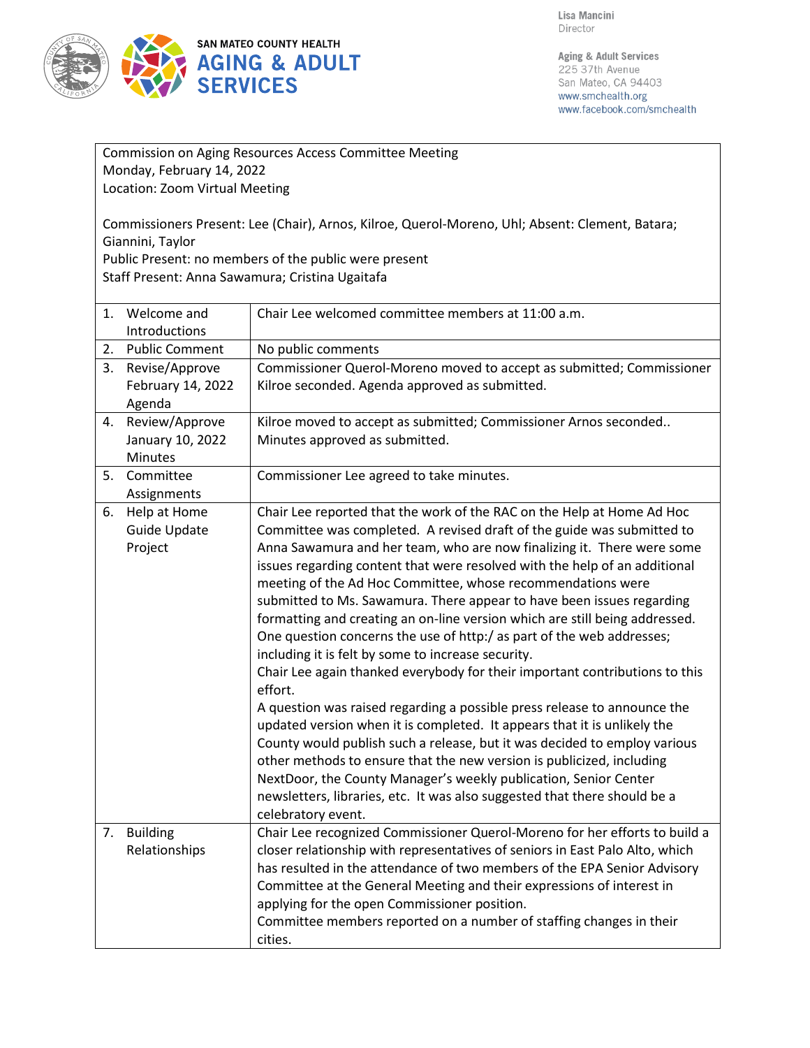SAN MATEO COUNTY HEALTH
**AGING & ADULT SERVICES**

Lisa Mancini
Director

Aging & Adult Services
225 37th Avenue
San Mateo, CA 94403
www.smchealth.org
www.facebook.com/smchealth

Commission on Aging Resources Access Committee Meeting
Monday, February 14, 2022
Location: Zoom Virtual Meeting

Commissioners Present: Lee (Chair), Arnos, Kilroe, Querol-Moreno, Uhl; Absent: Clement, Batara; Giannini, Taylor
Public Present: no members of the public were present
Staff Present: Anna Sawamura; Cristina Ugaitafa

| Item | Discussion |
|---|---|
| 1. Welcome and Introductions | Chair Lee welcomed committee members at 11:00 a.m. |
| 2. Public Comment | No public comments |
| 3. Revise/Approve February 14, 2022 Agenda | Commissioner Querol-Moreno moved to accept as submitted; Commissioner Kilroe seconded. Agenda approved as submitted. |
| 4. Review/Approve January 10, 2022 Minutes | Kilroe moved to accept as submitted; Commissioner Arnos seconded.. Minutes approved as submitted. |
| 5. Committee Assignments | Commissioner Lee agreed to take minutes. |
| 6. Help at Home Guide Update Project | Chair Lee reported that the work of the RAC on the Help at Home Ad Hoc Committee was completed. A revised draft of the guide was submitted to Anna Sawamura and her team, who are now finalizing it. There were some issues regarding content that were resolved with the help of an additional meeting of the Ad Hoc Committee, whose recommendations were submitted to Ms. Sawamura. There appear to have been issues regarding formatting and creating an on-line version which are still being addressed. One question concerns the use of http:/ as part of the web addresses; including it is felt by some to increase security.<br>Chair Lee again thanked everybody for their important contributions to this effort.<br>A question was raised regarding a possible press release to announce the updated version when it is completed. It appears that it is unlikely the County would publish such a release, but it was decided to employ various other methods to ensure that the new version is publicized, including NextDoor, the County Manager's weekly publication, Senior Center newsletters, libraries, etc. It was also suggested that there should be a celebratory event. |
| 7. Building Relationships | Chair Lee recognized Commissioner Querol-Moreno for her efforts to build a closer relationship with representatives of seniors in East Palo Alto, which has resulted in the attendance of two members of the EPA Senior Advisory Committee at the General Meeting and their expressions of interest in applying for the open Commissioner position.<br>Committee members reported on a number of staffing changes in their cities. |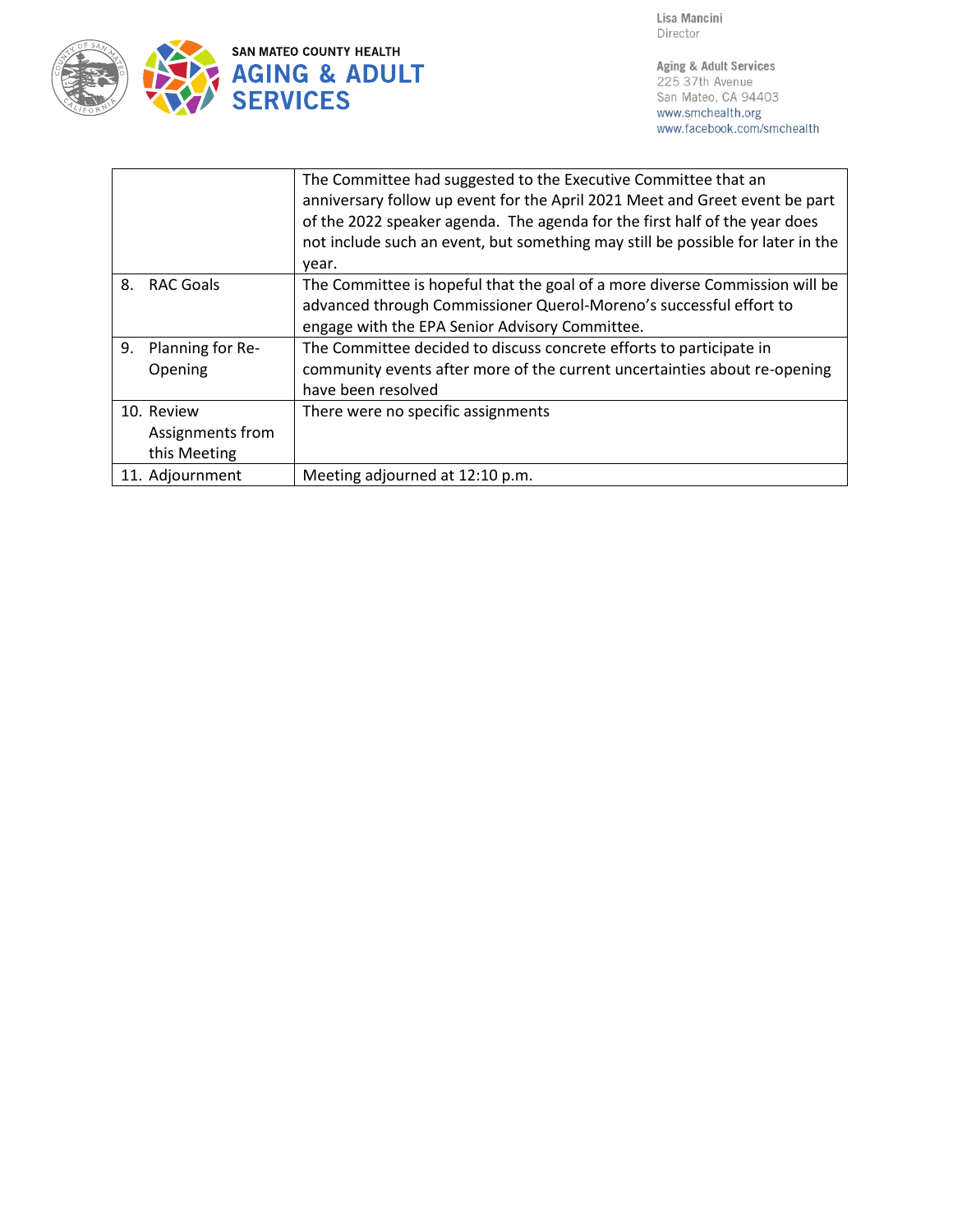| | |
|---|---|
| | The Committee had suggested to the Executive Committee that an anniversary follow up event for the April 2021 Meet and Greet event be part of the 2022 speaker agenda. The agenda for the first half of the year does not include such an event, but something may still be possible for later in the year. |
| 8. RAC Goals | The Committee is hopeful that the goal of a more diverse Commission will be advanced through Commissioner Querol-Moreno's successful effort to engage with the EPA Senior Advisory Committee. |
| 9. Planning for Re-Opening | The Committee decided to discuss concrete efforts to participate in community events after more of the current uncertainties about re-opening have been resolved |
| 10. Review Assignments from this Meeting | There were no specific assignments |
| 11. Adjournment | Meeting adjourned at 12:10 p.m. |